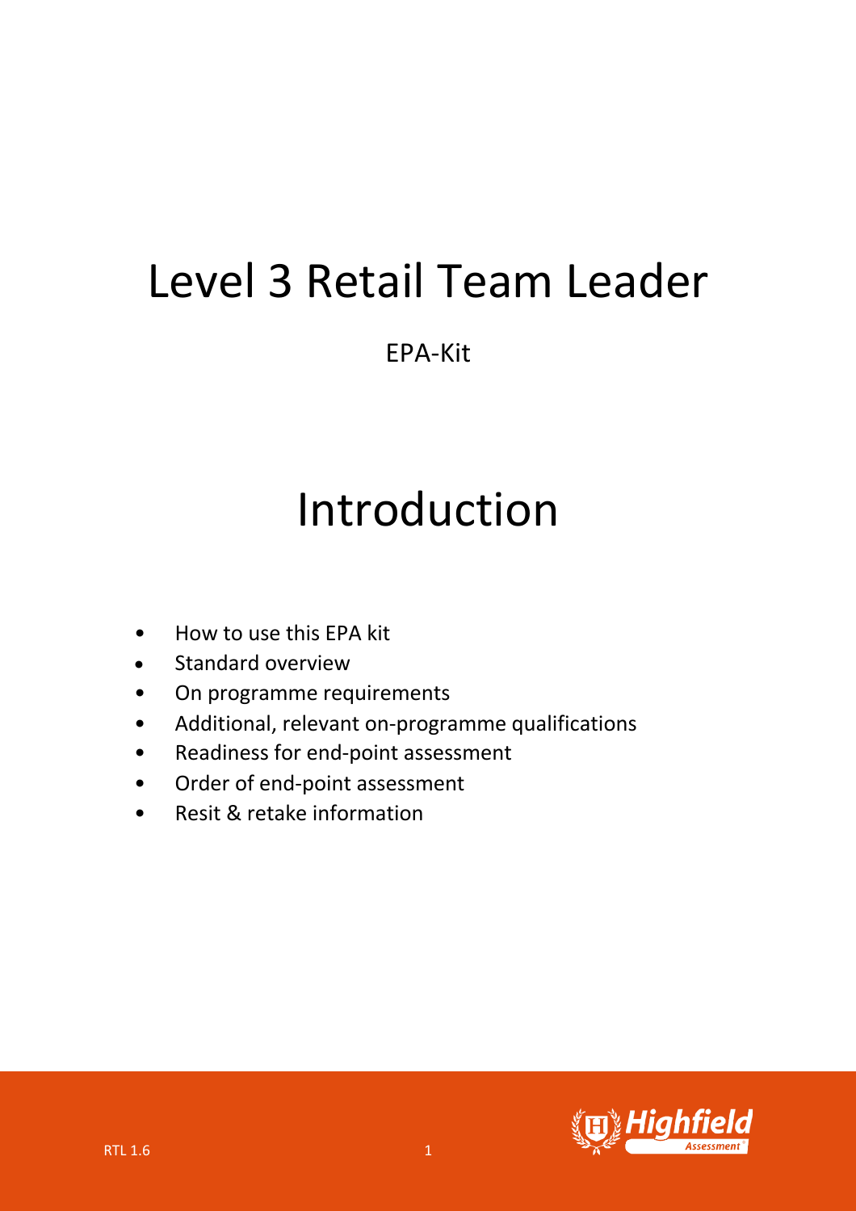# Level 3 Retail Team Leader

EPA-Kit

## Introduction

- How to use this EPA kit
- Standard overview
- On programme requirements
- Additional, relevant on-programme qualifications
- Readiness for end-point assessment
- Order of end-point assessment
- Resit & retake information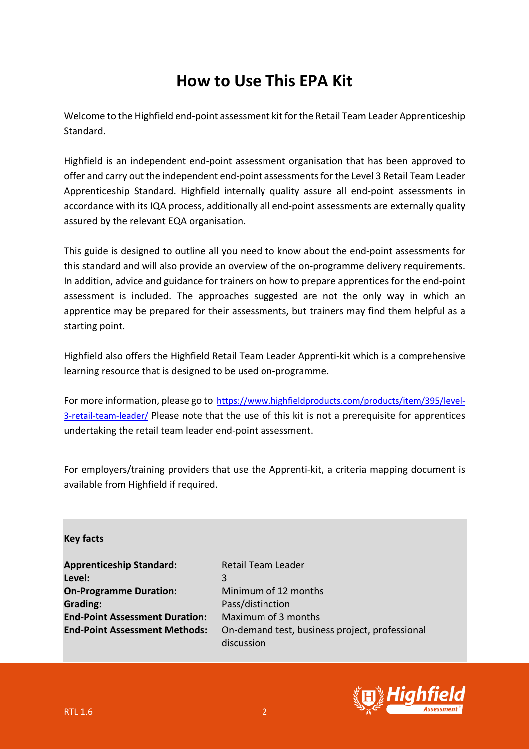# How to Use This EPA Kit

Welcome to the Highfield end-point assessment kit for the Retail Team Leader Apprenticeship Standard.

Highfield is an independent end-point assessment organisation that has been approved to offer and carry out the independent end-point assessments for the Level 3 Retail Team Leader Apprenticeship Standard. Highfield internally quality assure all end-point assessments in accordance with its IQA process, additionally all end-point assessments are externally quality assured by the relevant EQA organisation.

This guide is designed to outline all you need to know about the end-point assessments for this standard and will also provide an overview of the on-programme delivery requirements. In addition, advice and guidance for trainers on how to prepare apprentices for the end-point assessment is included. The approaches suggested are not the only way in which an apprentice may be prepared for their assessments, but trainers may find them helpful as a starting point.

Highfield also offers the Highfield Retail Team Leader Apprenti-kit which is a comprehensive learning resource that is designed to be used on-programme.

For more information, please go to https://www.highfieldproducts.com/products/item/395/level-3-retail-team-leader/ Please note that the use of this kit is not a prerequisite for apprentices undertaking the retail team leader end-point assessment.

For employers/training providers that use the Apprenti-kit, a criteria mapping document is available from Highfield if required.

**Key facts**

| | |
|---|---|
| **Apprenticeship Standard:** | Retail Team Leader |
| **Level:** | 3 |
| **On-Programme Duration:** | Minimum of 12 months |
| **Grading:** | Pass/distinction |
| **End-Point Assessment Duration:** | Maximum of 3 months |
| **End-Point Assessment Methods:** | On-demand test, business project, professional discussion |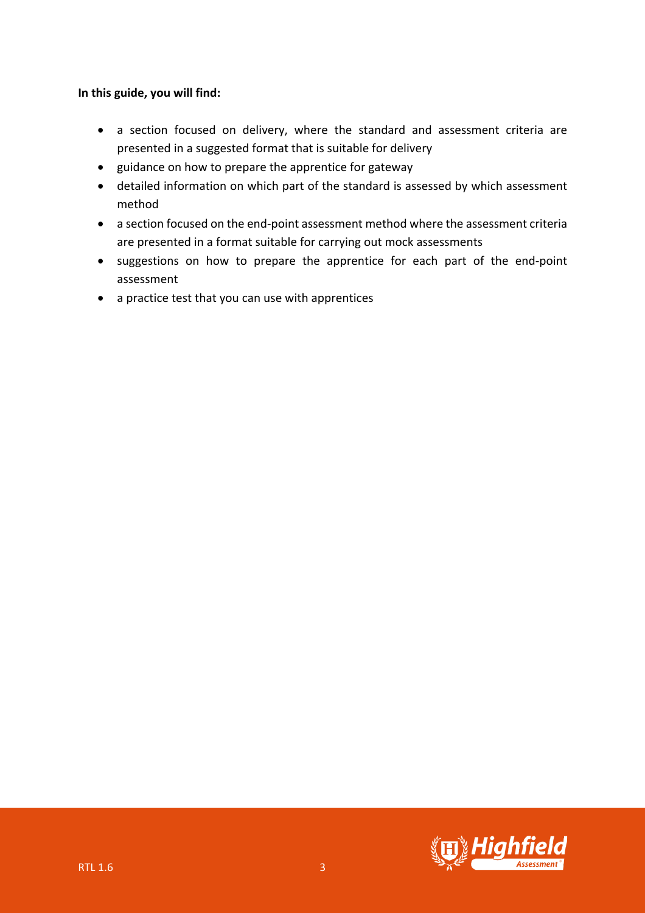**In this guide, you will find:**

- a section focused on delivery, where the standard and assessment criteria are presented in a suggested format that is suitable for delivery
- guidance on how to prepare the apprentice for gateway
- detailed information on which part of the standard is assessed by which assessment method
- a section focused on the end-point assessment method where the assessment criteria are presented in a format suitable for carrying out mock assessments
- suggestions on how to prepare the apprentice for each part of the end-point assessment
- a practice test that you can use with apprentices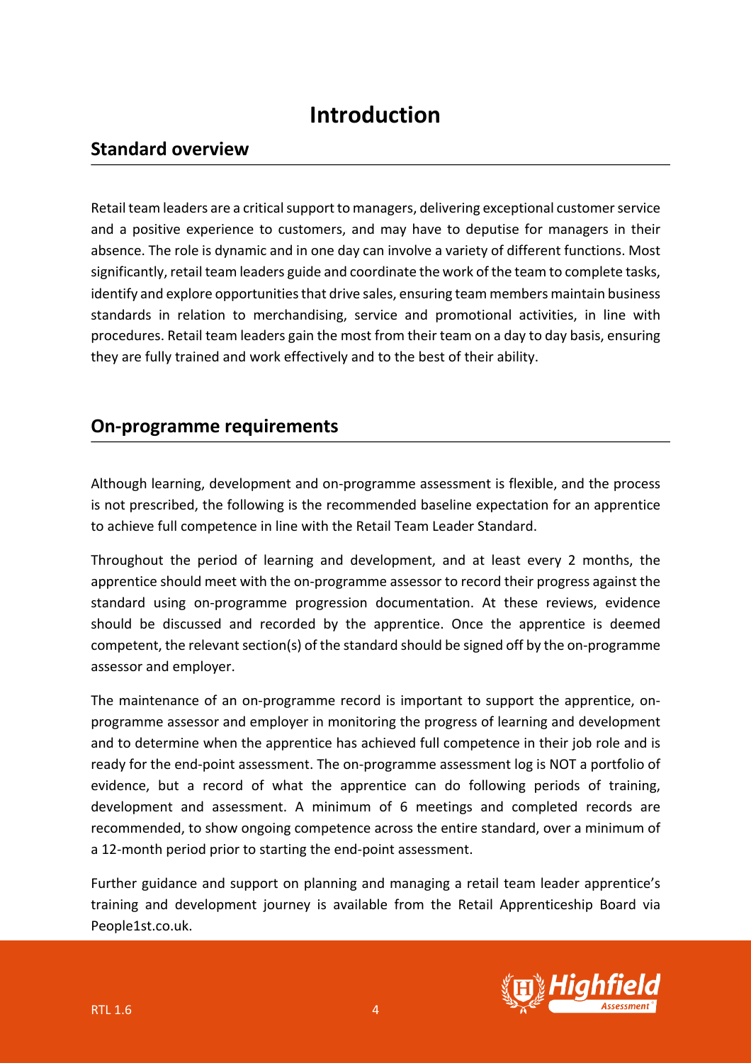# Introduction

## Standard overview

Retail team leaders are a critical support to managers, delivering exceptional customer service and a positive experience to customers, and may have to deputise for managers in their absence. The role is dynamic and in one day can involve a variety of different functions. Most significantly, retail team leaders guide and coordinate the work of the team to complete tasks, identify and explore opportunities that drive sales, ensuring team members maintain business standards in relation to merchandising, service and promotional activities, in line with procedures. Retail team leaders gain the most from their team on a day to day basis, ensuring they are fully trained and work effectively and to the best of their ability.

## On-programme requirements

Although learning, development and on-programme assessment is flexible, and the process is not prescribed, the following is the recommended baseline expectation for an apprentice to achieve full competence in line with the Retail Team Leader Standard.

Throughout the period of learning and development, and at least every 2 months, the apprentice should meet with the on-programme assessor to record their progress against the standard using on-programme progression documentation. At these reviews, evidence should be discussed and recorded by the apprentice. Once the apprentice is deemed competent, the relevant section(s) of the standard should be signed off by the on-programme assessor and employer.

The maintenance of an on-programme record is important to support the apprentice, on-programme assessor and employer in monitoring the progress of learning and development and to determine when the apprentice has achieved full competence in their job role and is ready for the end-point assessment. The on-programme assessment log is NOT a portfolio of evidence, but a record of what the apprentice can do following periods of training, development and assessment. A minimum of 6 meetings and completed records are recommended, to show ongoing competence across the entire standard, over a minimum of a 12-month period prior to starting the end-point assessment.

Further guidance and support on planning and managing a retail team leader apprentice's training and development journey is available from the Retail Apprenticeship Board via People1st.co.uk.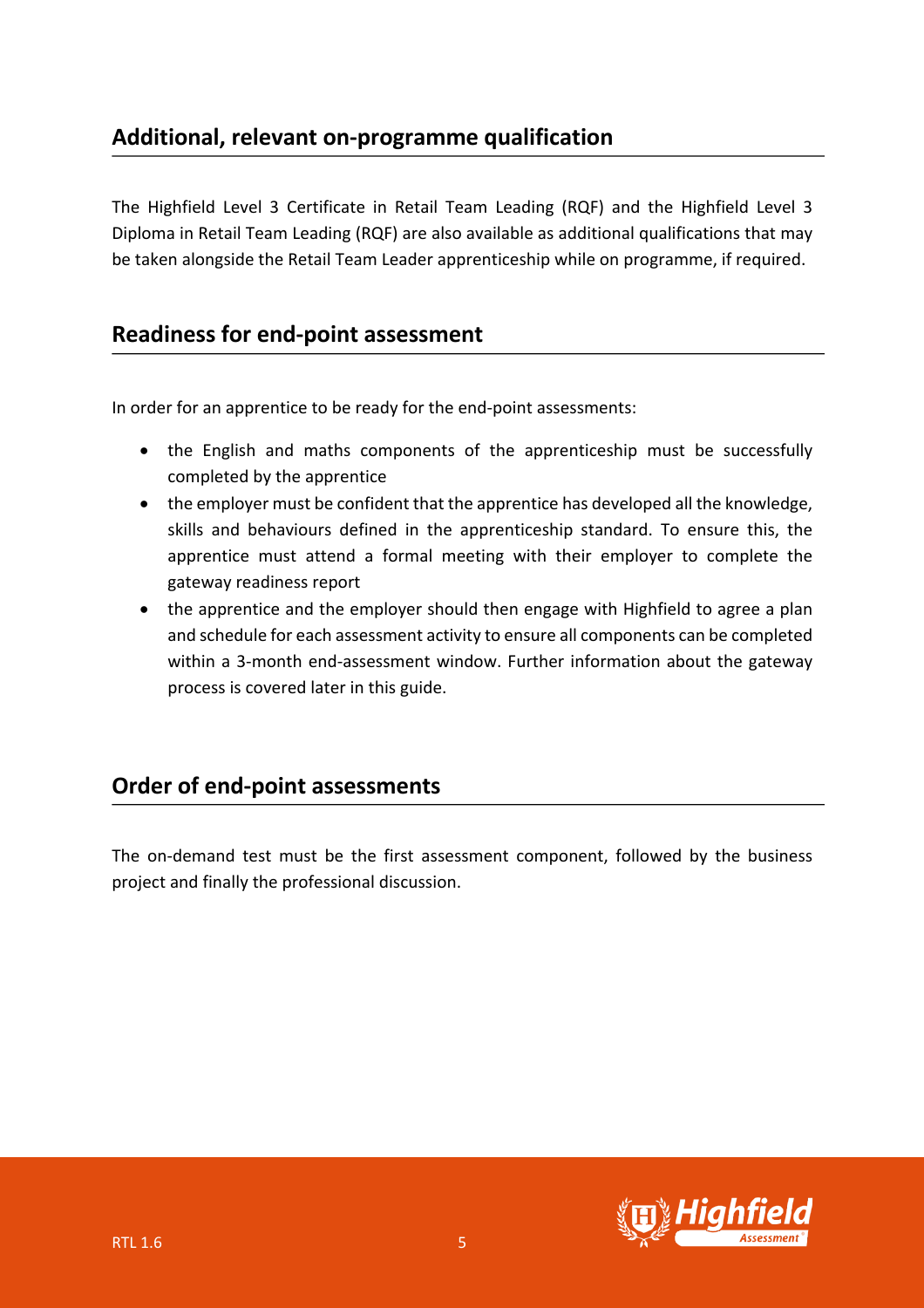## Additional, relevant on-programme qualification

The Highfield Level 3 Certificate in Retail Team Leading (RQF) and the Highfield Level 3 Diploma in Retail Team Leading (RQF) are also available as additional qualifications that may be taken alongside the Retail Team Leader apprenticeship while on programme, if required.

## Readiness for end-point assessment

In order for an apprentice to be ready for the end-point assessments:

- the English and maths components of the apprenticeship must be successfully completed by the apprentice
- the employer must be confident that the apprentice has developed all the knowledge, skills and behaviours defined in the apprenticeship standard. To ensure this, the apprentice must attend a formal meeting with their employer to complete the gateway readiness report
- the apprentice and the employer should then engage with Highfield to agree a plan and schedule for each assessment activity to ensure all components can be completed within a 3-month end-assessment window. Further information about the gateway process is covered later in this guide.

## Order of end-point assessments

The on-demand test must be the first assessment component, followed by the business project and finally the professional discussion.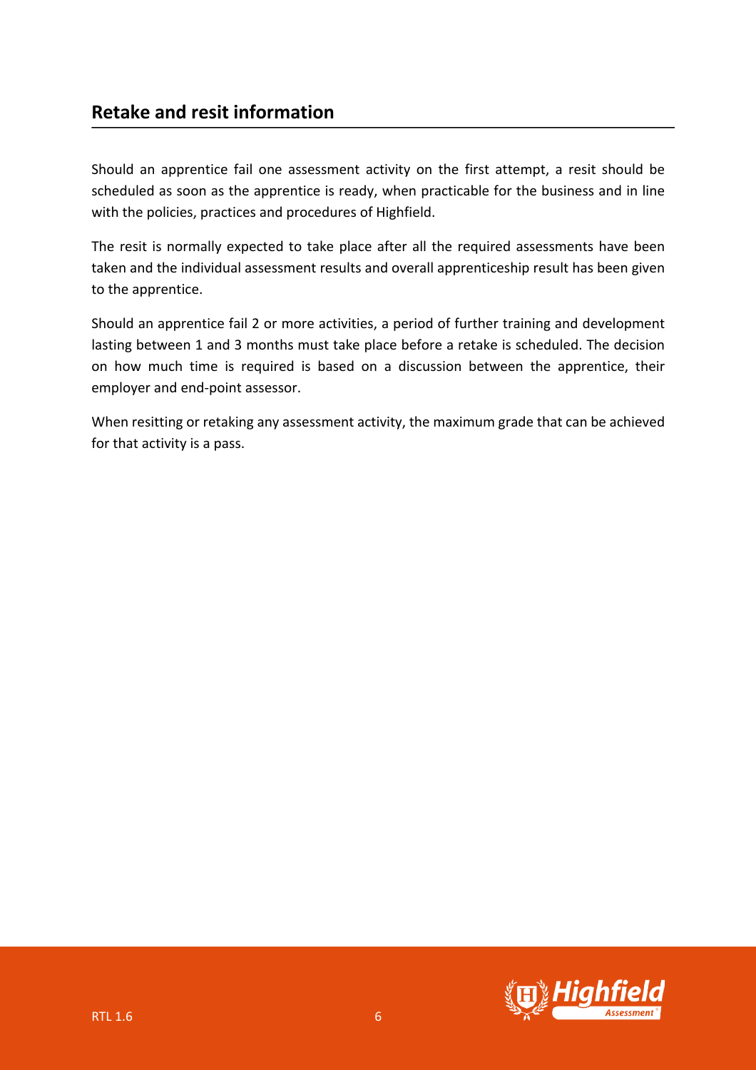## Retake and resit information

Should an apprentice fail one assessment activity on the first attempt, a resit should be scheduled as soon as the apprentice is ready, when practicable for the business and in line with the policies, practices and procedures of Highfield.

The resit is normally expected to take place after all the required assessments have been taken and the individual assessment results and overall apprenticeship result has been given to the apprentice.

Should an apprentice fail 2 or more activities, a period of further training and development lasting between 1 and 3 months must take place before a retake is scheduled. The decision on how much time is required is based on a discussion between the apprentice, their employer and end-point assessor.

When resitting or retaking any assessment activity, the maximum grade that can be achieved for that activity is a pass.